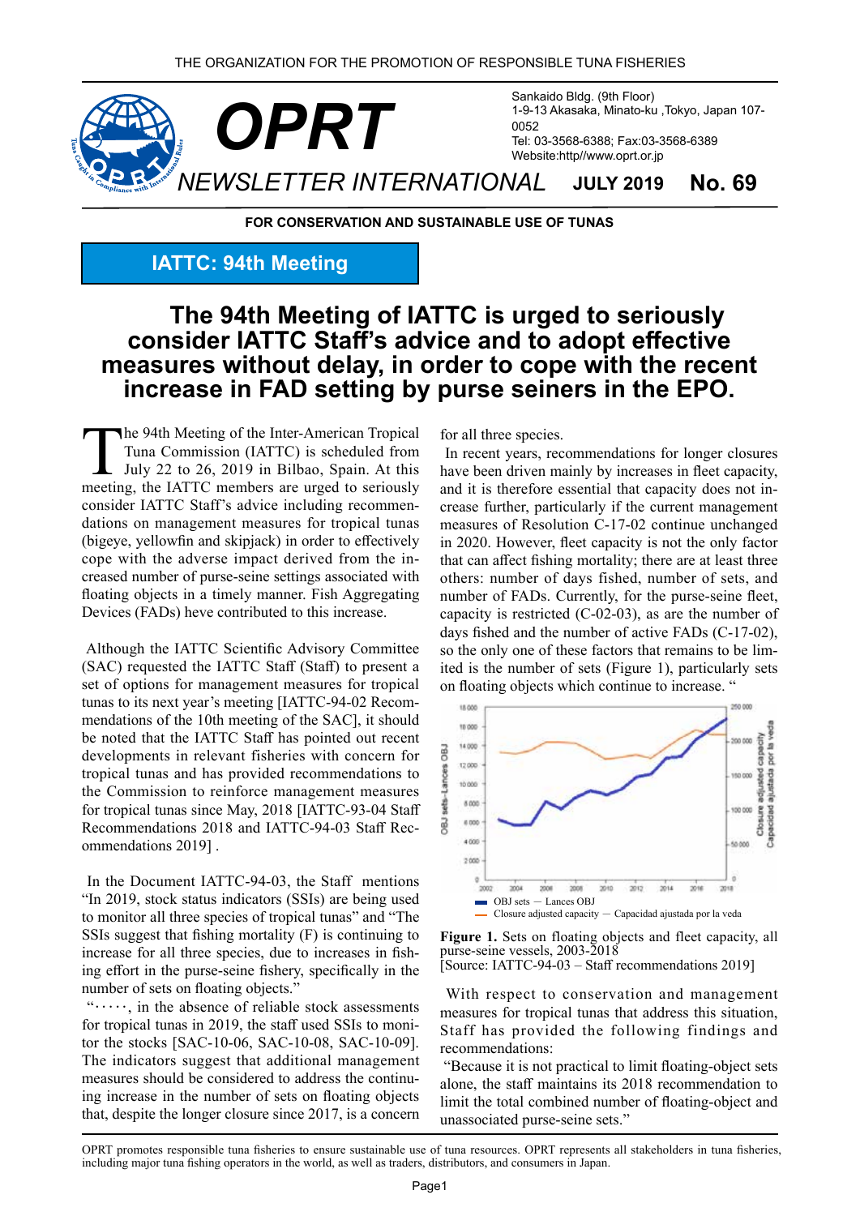THE ORGANIZATION FOR THE PROMOTION OF RESPONSIBLE TUNA FISHERIES

# OPRT

Sankaido Bldg. (9th Floor)
1-9-13 Akasaka, Minato-ku ,Tokyo, Japan 107-0052
Tel: 03-3568-6388; Fax:03-3568-6389
Website:http//www.oprt.or.jp

NEWSLETTER INTERNATIONAL **JULY 2019** **No. 69**

**FOR CONSERVATION AND SUSTAINABLE USE OF TUNAS**

## IATTC: 94th Meeting

# The 94th Meeting of IATTC is urged to seriously consider IATTC Staff's advice and to adopt effective measures without delay, in order to cope with the recent increase in FAD setting by purse seiners in the EPO.

The 94th Meeting of the Inter-American Tropical Tuna Commission (IATTC) is scheduled from July 22 to 26, 2019 in Bilbao, Spain. At this meeting, the IATTC members are urged to seriously consider IATTC Staff's advice including recommendations on management measures for tropical tunas (bigeye, yellowfin and skipjack) in order to effectively cope with the adverse impact derived from the increased number of purse-seine settings associated with floating objects in a timely manner. Fish Aggregating Devices (FADs) heve contributed to this increase.

Although the IATTC Scientific Advisory Committee (SAC) requested the IATTC Staff (Staff) to present a set of options for management measures for tropical tunas to its next year's meeting [IATTC-94-02 Recommendations of the 10th meeting of the SAC], it should be noted that the IATTC Staff has pointed out recent developments in relevant fisheries with concern for tropical tunas and has provided recommendations to the Commission to reinforce management measures for tropical tunas since May, 2018 [IATTC-93-04 Staff Recommendations 2018 and IATTC-94-03 Staff Recommendations 2019] .

In the Document IATTC-94-03, the Staff mentions "In 2019, stock status indicators (SSIs) are being used to monitor all three species of tropical tunas" and "The SSIs suggest that fishing mortality (F) is continuing to increase for all three species, due to increases in fishing effort in the purse-seine fishery, specifically in the number of sets on floating objects."

"……, in the absence of reliable stock assessments for tropical tunas in 2019, the staff used SSIs to monitor the stocks [SAC-10-06, SAC-10-08, SAC-10-09]. The indicators suggest that additional management measures should be considered to address the continuing increase in the number of sets on floating objects that, despite the longer closure since 2017, is a concern for all three species.

In recent years, recommendations for longer closures have been driven mainly by increases in fleet capacity, and it is therefore essential that capacity does not increase further, particularly if the current management measures of Resolution C-17-02 continue unchanged in 2020. However, fleet capacity is not the only factor that can affect fishing mortality; there are at least three others: number of days fished, number of sets, and number of FADs. Currently, for the purse-seine fleet, capacity is restricted (C-02-03), as are the number of days fished and the number of active FADs (C-17-02), so the only one of these factors that remains to be limited is the number of sets (Figure 1), particularly sets on floating objects which continue to increase. "

**Figure 1.** Sets on floating objects and fleet capacity, all purse-seine vessels, 2003-2018
[Source: IATTC-94-03 – Staff recommendations 2019]

With respect to conservation and management measures for tropical tunas that address this situation, Staff has provided the following findings and recommendations:

"Because it is not practical to limit floating-object sets alone, the staff maintains its 2018 recommendation to limit the total combined number of floating-object and unassociated purse-seine sets."

OPRT promotes responsible tuna fisheries to ensure sustainable use of tuna resources. OPRT represents all stakeholders in tuna fisheries, including major tuna fishing operators in the world, as well as traders, distributors, and consumers in Japan.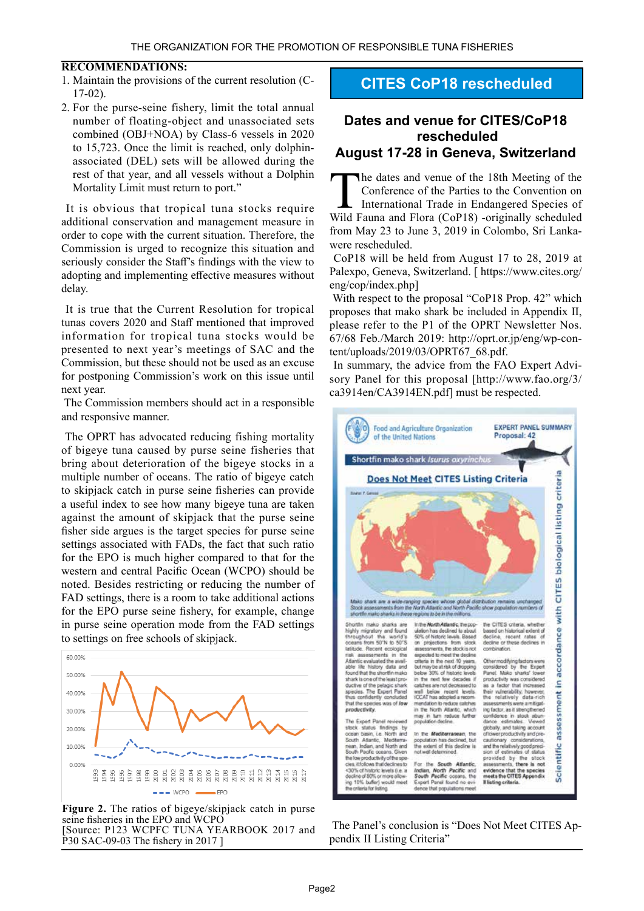**RECOMMENDATIONS:**

1. Maintain the provisions of the current resolution (C-17-02).
2. For the purse-seine fishery, limit the total annual number of floating-object and unassociated sets combined (OBJ+NOA) by Class-6 vessels in 2020 to 15,723. Once the limit is reached, only dolphin-associated (DEL) sets will be allowed during the rest of that year, and all vessels without a Dolphin Mortality Limit must return to port."

It is obvious that tropical tuna stocks require additional conservation and management measure in order to cope with the current situation. Therefore, the Commission is urged to recognize this situation and seriously consider the Staff's findings with the view to adopting and implementing effective measures without delay.

It is true that the Current Resolution for tropical tunas covers 2020 and Staff mentioned that improved information for tropical tuna stocks would be presented to next year's meetings of SAC and the Commission, but these should not be used as an excuse for postponing Commission's work on this issue until next year.

The Commission members should act in a responsible and responsive manner.

The OPRT has advocated reducing fishing mortality of bigeye tuna caused by purse seine fisheries that bring about deterioration of the bigeye stocks in a multiple number of oceans. The ratio of bigeye catch to skipjack catch in purse seine fisheries can provide a useful index to see how many bigeye tuna are taken against the amount of skipjack that the purse seine fisher side argues is the target species for purse seine settings associated with FADs, the fact that such ratio for the EPO is much higher compared to that for the western and central Pacific Ocean (WCPO) should be noted. Besides restricting or reducing the number of FAD settings, there is a room to take additional actions for the EPO purse seine fishery, for example, change in purse seine operation mode from the FAD settings to settings on free schools of skipjack.

**Figure 2.** The ratios of bigeye/skipjack catch in purse seine fisheries in the EPO and WCPO
[Source: P123 WCPFC TUNA YEARBOOK 2017 and P30 SAC-09-03 The fishery in 2017 ]

## CITES CoP18 rescheduled

### Dates and venue for CITES/CoP18 rescheduled August 17-28 in Geneva, Switzerland

The dates and venue of the 18th Meeting of the Conference of the Parties to the Convention on International Trade in Endangered Species of Wild Fauna and Flora (CoP18) -originally scheduled from May 23 to June 3, 2019 in Colombo, Sri Lanka- were rescheduled.

CoP18 will be held from August 17 to 28, 2019 at Palexpo, Geneva, Switzerland. [ https://www.cites.org/eng/cop/index.php]

With respect to the proposal "CoP18 Prop. 42" which proposes that mako shark be included in Appendix II, please refer to the P1 of the OPRT Newsletter Nos. 67/68 Feb./March 2019: http://oprt.or.jp/eng/wp-content/uploads/2019/03/OPRT67_68.pdf.

In summary, the advice from the FAO Expert Advisory Panel for this proposal [http://www.fao.org/3/ca3914en/CA3914EN.pdf] must be respected.

The Panel's conclusion is "Does Not Meet CITES Appendix II Listing Criteria"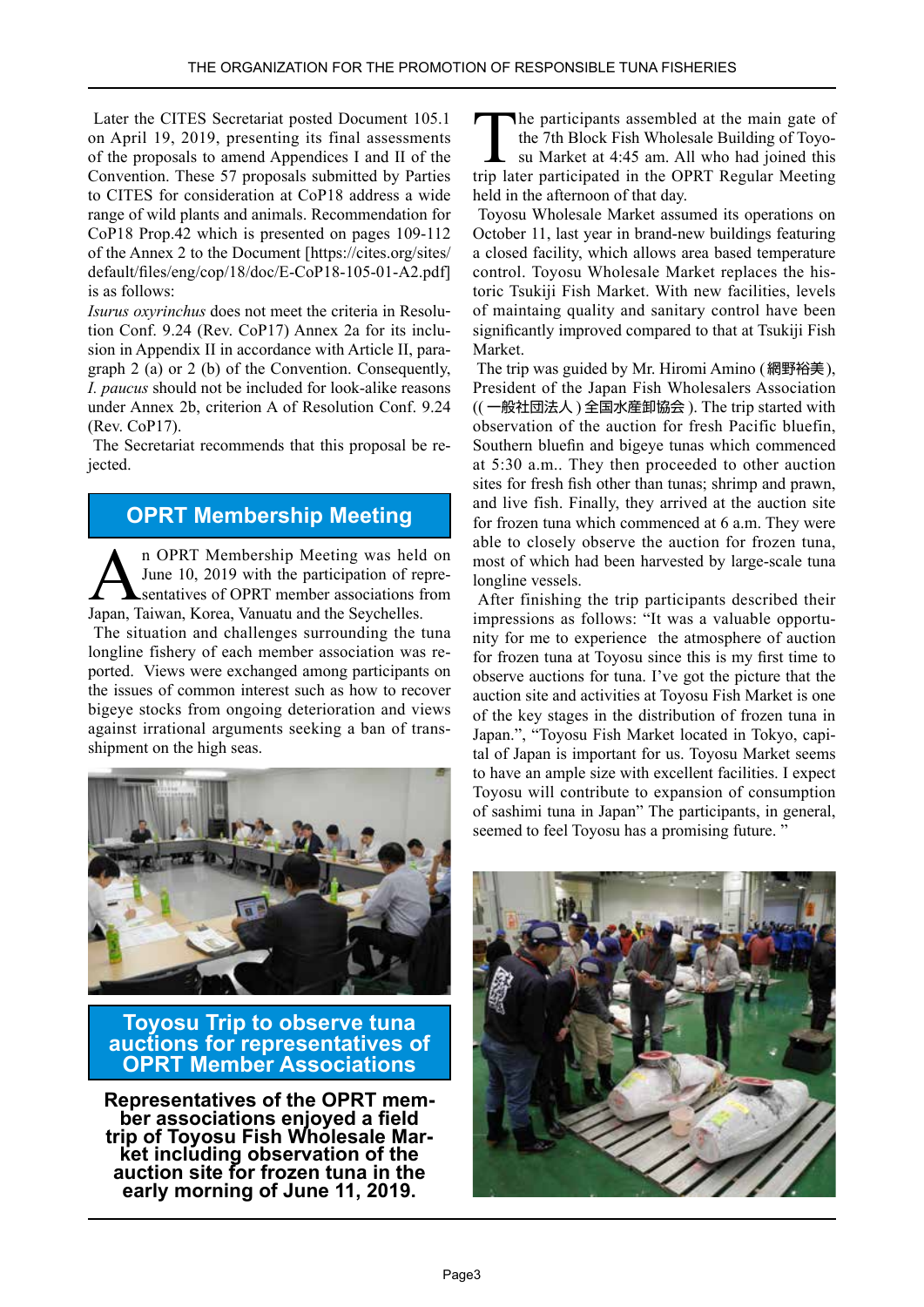Later the CITES Secretariat posted Document 105.1 on April 19, 2019, presenting its final assessments of the proposals to amend Appendices I and II of the Convention. These 57 proposals submitted by Parties to CITES for consideration at CoP18 address a wide range of wild plants and animals. Recommendation for CoP18 Prop.42 which is presented on pages 109-112 of the Annex 2 to the Document [https://cites.org/sites/default/files/eng/cop/18/doc/E-CoP18-105-01-A2.pdf] is as follows:

*Isurus oxyrinchus* does not meet the criteria in Resolution Conf. 9.24 (Rev. CoP17) Annex 2a for its inclusion in Appendix II in accordance with Article II, paragraph 2 (a) or 2 (b) of the Convention. Consequently, *I. paucus* should not be included for look-alike reasons under Annex 2b, criterion A of Resolution Conf. 9.24 (Rev. CoP17).

The Secretariat recommends that this proposal be rejected.

## OPRT Membership Meeting

An OPRT Membership Meeting was held on June 10, 2019 with the participation of representatives of OPRT member associations from Japan, Taiwan, Korea, Vanuatu and the Seychelles.

The situation and challenges surrounding the tuna longline fishery of each member association was reported. Views were exchanged among participants on the issues of common interest such as how to recover bigeye stocks from ongoing deterioration and views against irrational arguments seeking a ban of transshipment on the high seas.

## Toyosu Trip to observe tuna auctions for representatives of OPRT Member Associations

**Representatives of the OPRT member associations enjoyed a field trip of Toyosu Fish Wholesale Market including observation of the auction site for frozen tuna in the early morning of June 11, 2019.**

The participants assembled at the main gate of the 7th Block Fish Wholesale Building of Toyosu Market at 4:45 am. All who had joined this trip later participated in the OPRT Regular Meeting held in the afternoon of that day.

Toyosu Wholesale Market assumed its operations on October 11, last year in brand-new buildings featuring a closed facility, which allows area based temperature control. Toyosu Wholesale Market replaces the historic Tsukiji Fish Market. With new facilities, levels of maintaing quality and sanitary control have been significantly improved compared to that at Tsukiji Fish Market.

The trip was guided by Mr. Hiromi Amino (網野裕美), President of the Japan Fish Wholesalers Association ((一般社団法人)全国水産卸協会). The trip started with observation of the auction for fresh Pacific bluefin, Southern bluefin and bigeye tunas which commenced at 5:30 a.m.. They then proceeded to other auction sites for fresh fish other than tunas; shrimp and prawn, and live fish. Finally, they arrived at the auction site for frozen tuna which commenced at 6 a.m. They were able to closely observe the auction for frozen tuna, most of which had been harvested by large-scale tuna longline vessels.

After finishing the trip participants described their impressions as follows: "It was a valuable opportunity for me to experience the atmosphere of auction for frozen tuna at Toyosu since this is my first time to observe auctions for tuna. I've got the picture that the auction site and activities at Toyosu Fish Market is one of the key stages in the distribution of frozen tuna in Japan.", "Toyosu Fish Market located in Tokyo, capital of Japan is important for us. Toyosu Market seems to have an ample size with excellent facilities. I expect Toyosu will contribute to expansion of consumption of sashimi tuna in Japan" The participants, in general, seemed to feel Toyosu has a promising future. "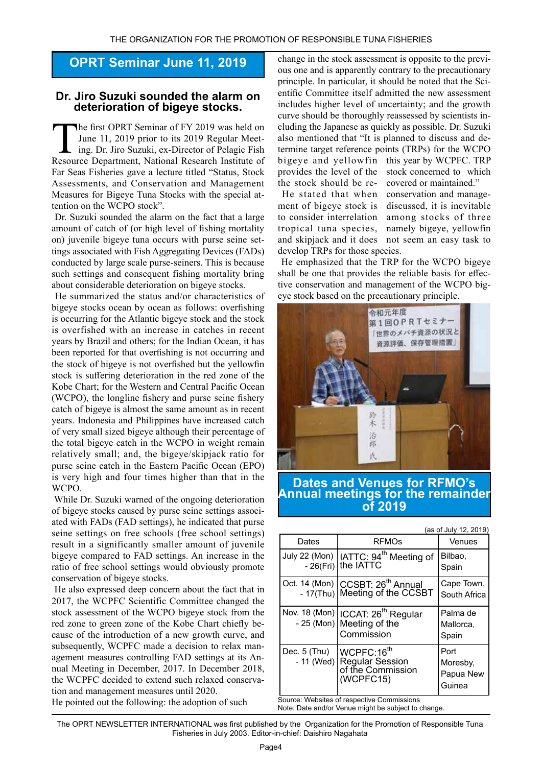## OPRT Seminar June 11, 2019

### Dr. Jiro Suzuki sounded the alarm on deterioration of bigeye stocks.

The first OPRT Seminar of FY 2019 was held on June 11, 2019 prior to its 2019 Regular Meeting. Dr. Jiro Suzuki, ex-Director of Pelagic Fish Resource Department, National Research Institute of Far Seas Fisheries gave a lecture titled "Status, Stock Assessments, and Conservation and Management Measures for Bigeye Tuna Stocks with the special attention on the WCPO stock".

Dr. Suzuki sounded the alarm on the fact that a large amount of catch of (or high level of fishing mortality on) juvenile bigeye tuna occurs with purse seine settings associated with Fish Aggregating Devices (FADs) conducted by large scale purse-seiners. This is because such settings and consequent fishing mortality bring about considerable deterioration on bigeye stocks.

He summarized the status and/or characteristics of bigeye stocks ocean by ocean as follows: overfishing is occurring for the Atlantic bigeye stock and the stock is overfished with an increase in catches in recent years by Brazil and others; for the Indian Ocean, it has been reported for that overfishing is not occurring and the stock of bigeye is not overfished but the yellowfin stock is suffering deterioration in the red zone of the Kobe Chart; for the Western and Central Pacific Ocean (WCPO), the longline fishery and purse seine fishery catch of bigeye is almost the same amount as in recent years. Indonesia and Philippines have increased catch of very small sized bigeye although their percentage of the total bigeye catch in the WCPO in weight remain relatively small; and, the bigeye/skipjack ratio for purse seine catch in the Eastern Pacific Ocean (EPO) is very high and four times higher than that in the WCPO.

While Dr. Suzuki warned of the ongoing deterioration of bigeye stocks caused by purse seine settings associated with FADs (FAD settings), he indicated that purse seine settings on free schools (free school settings) result in a significantly smaller amount of juvenile bigeye compared to FAD settings. An increase in the ratio of free school settings would obviously promote conservation of bigeye stocks.

He also expressed deep concern about the fact that in 2017, the WCPFC Scientific Committee changed the stock assessment of the WCPO bigeye stock from the red zone to green zone of the Kobe Chart chiefly because of the introduction of a new growth curve, and subsequently, WCPFC made a decision to relax management measures controlling FAD settings at its Annual Meeting in December, 2017. In December 2018, the WCPFC decided to extend such relaxed conservation and management measures until 2020.

He pointed out the following: the adoption of such change in the stock assessment is opposite to the previous one and is apparently contrary to the precautionary principle. In particular, it should be noted that the Scientific Committee itself admitted the new assessment includes higher level of uncertainty; and the growth curve should be thoroughly reassessed by scientists including the Japanese as quickly as possible. Dr. Suzuki also mentioned that "It is planned to discuss and determine target reference points (TRPs) for the WCPO bigeye and yellowfin this year by WCPFC. TRP provides the level of the stock concerned to which the stock should be recovered or maintained."

He stated that when conservation and management of bigeye stock is discussed, it is inevitable to consider interrelation among stocks of three tropical tuna species, namely bigeye, yellowfin and skipjack and it does not seem an easy task to develop TRPs for those species.

He emphasized that the TRP for the WCPO bigeye shall be one that provides the reliable basis for effective conservation and management of the WCPO bigeye stock based on the precautionary principle.

## Dates and Venues for RFMO's Annual meetings for the remainder of 2019

(as of July 12, 2019)

| Dates | RFMOs | Venues |
|---|---|---|
| July 22 (Mon) - 26(Fri) | IATTC: 94th Meeting of the IATTC | Bilbao, Spain |
| Oct. 14 (Mon) - 17(Thu) | CCSBT: 26th Annual Meeting of the CCSBT | Cape Town, South Africa |
| Nov. 18 (Mon) - 25 (Mon) | ICCAT: 26th Regular Meeting of the Commission | Palma de Mallorca, Spain |
| Dec. 5 (Thu) - 11 (Wed) | WCPFC:16th Regular Session of the Commission (WCPFC15) | Port Moresby, Papua New Guinea |

Source: Websites of respective Commissions
Note: Date and/or Venue might be subject to change.

The OPRT NEWSLETTER INTERNATIONAL was first published by the Organization for the Promotion of Responsible Tuna Fisheries in July 2003. Editor-in-chief: Daishiro Nagahata